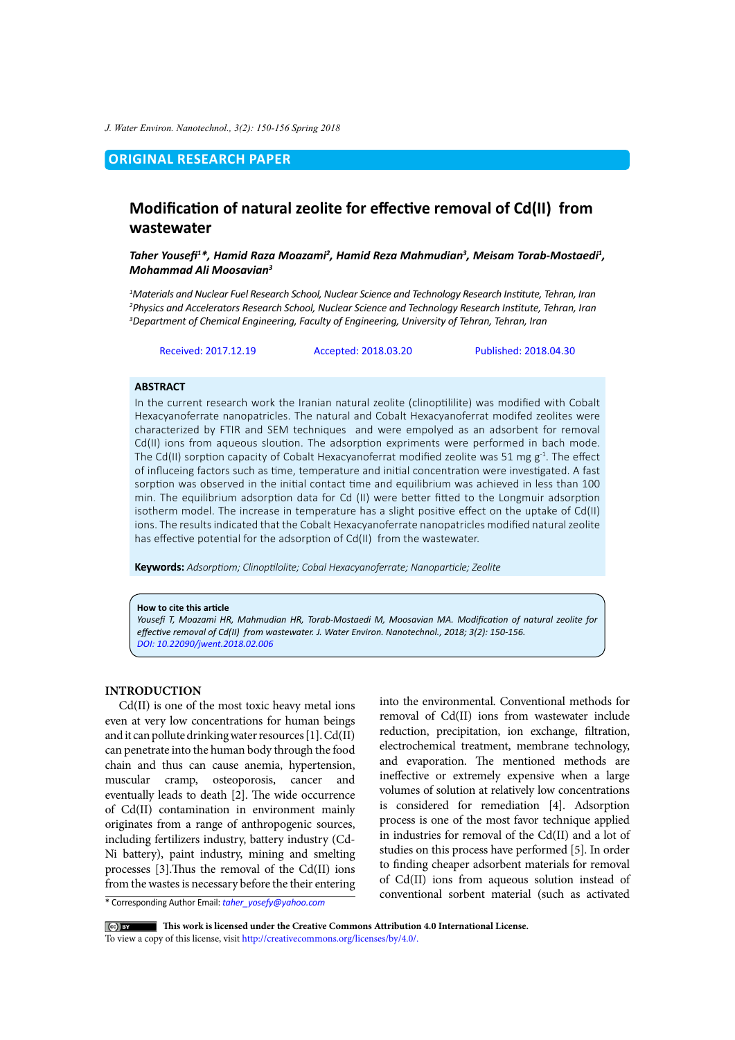ORIGINAL RESEARCH PAPER

# Modification of natural zeolite for effective removal of Cd(II) from wastewater

***Taher Yousefi[1]\*, Hamid Raza Moazami[2], Hamid Reza Mahmudian[3], Meisam Torab-Mostaedi[1], Mohammad Ali Moosavian[3]***

[1]*Materials and Nuclear Fuel Research School, Nuclear Science and Technology Research Institute, Tehran, Iran*
[2]*Physics and Accelerators Research School, Nuclear Science and Technology Research Institute, Tehran, Iran*
[3]*Department of Chemical Engineering, Faculty of Engineering, University of Tehran, Tehran, Iran*

Received: 2017.12.19 Accepted: 2018.03.20 Published: 2018.04.30

## ABSTRACT

In the current research work the Iranian natural zeolite (clinoptililite) was modified with Cobalt Hexacyanoferrate nanopatricles. The natural and Cobalt Hexacyanoferrat modifed zeolites were characterized by FTIR and SEM techniques and were empolyed as an adsorbent for removal Cd(II) ions from aqueous sloution. The adsorption expriments were performed in bach mode. The Cd(II) sorption capacity of Cobalt Hexacyanoferrat modified zeolite was 51 mg $g^{-1}$. The effect of influceing factors such as time, temperature and initial concentration were investigated. A fast sorption was observed in the initial contact time and equilibrium was achieved in less than 100 min. The equilibrium adsorption data for Cd (II) were better fitted to the Longmuir adsorption isotherm model. The increase in temperature has a slight positive effect on the uptake of Cd(II) ions. The results indicated that the Cobalt Hexacyanoferrate nanopatricles modified natural zeolite has effective potential for the adsorption of Cd(II) from the wastewater.

**Keywords:** *Adsorptiom; Clinoptilolite; Cobal Hexacyanoferrate; Nanoparticle; Zeolite*

**How to cite this article**
*Yousefi T, Moazami HR, Mahmudian HR, Torab-Mostaedi M, Moosavian MA. Modification of natural zeolite for effective removal of Cd(II) from wastewater. J. Water Environ. Nanotechnol., 2018; 3(2): 150-156.*
*DOI: 10.22090/jwent.2018.02.006*

## INTRODUCTION

Cd(II) is one of the most toxic heavy metal ions even at very low concentrations for human beings and it can pollute drinking water resources [1]. Cd(II) can penetrate into the human body through the food chain and thus can cause anemia, hypertension, muscular cramp, osteoporosis, cancer and eventually leads to death [2]. The wide occurrence of Cd(II) contamination in environment mainly originates from a range of anthropogenic sources, including fertilizers industry, battery industry (Cd-Ni battery), paint industry, mining and smelting processes [3].Thus the removal of the Cd(II) ions from the wastes is necessary before the their entering into the environmental. Conventional methods for removal of Cd(II) ions from wastewater include reduction, precipitation, ion exchange, filtration, electrochemical treatment, membrane technology, and evaporation. The mentioned methods are ineffective or extremely expensive when a large volumes of solution at relatively low concentrations is considered for remediation [4]. Adsorption process is one of the most favor technique applied in industries for removal of the Cd(II) and a lot of studies on this process have performed [5]. In order to finding cheaper adsorbent materials for removal of Cd(II) ions from aqueous solution instead of conventional sorbent material (such as activated

\* Corresponding Author Email: *taher_yosefy@yahoo.com*

**This work is licensed under the Creative Commons Attribution 4.0 International License.**
To view a copy of this license, visit http://creativecommons.org/licenses/by/4.0/.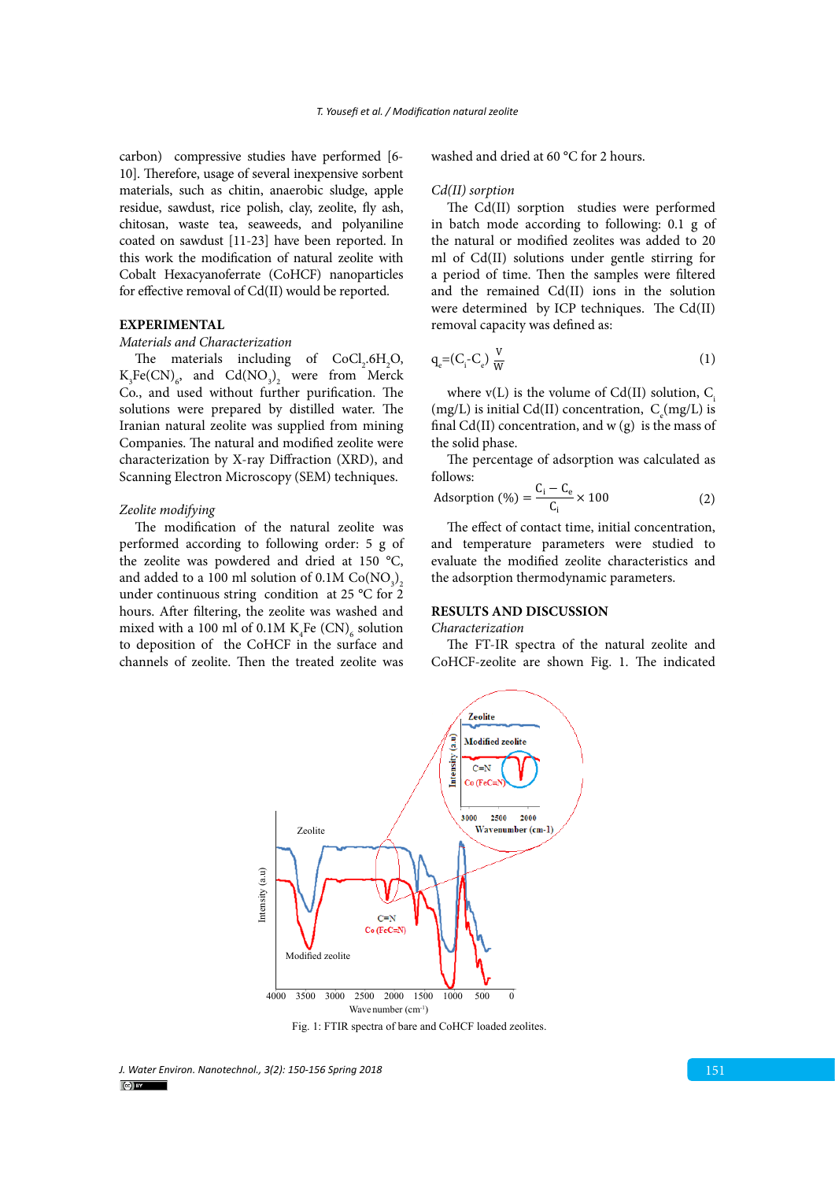carbon) compressive studies have performed [6-10]. Therefore, usage of several inexpensive sorbent materials, such as chitin, anaerobic sludge, apple residue, sawdust, rice polish, clay, zeolite, fly ash, chitosan, waste tea, seaweeds, and polyaniline coated on sawdust [11-23] have been reported. In this work the modification of natural zeolite with Cobalt Hexacyanoferrate (CoHCF) nanoparticles for effective removal of Cd(II) would be reported.

## EXPERIMENTAL

### *Materials and Characterization*

The materials including of $CoCl_2.6H_2O$, $K_3Fe(CN)_6$, and $Cd(NO_3)_2$ were from Merck Co., and used without further purification. The solutions were prepared by distilled water. The Iranian natural zeolite was supplied from mining Companies. The natural and modified zeolite were characterization by X-ray Diffraction (XRD), and Scanning Electron Microscopy (SEM) techniques.

### *Zeolite modifying*

The modification of the natural zeolite was performed according to following order: 5 g of the zeolite was powdered and dried at 150 °C, and added to a 100 ml solution of 0.1M $Co(NO_3)_2$ under continuous string condition at 25 °C for 2 hours. After filtering, the zeolite was washed and mixed with a 100 ml of 0.1M $K_4Fe(CN)_6$ solution to deposition of the CoHCF in the surface and channels of zeolite. Then the treated zeolite was washed and dried at 60 °C for 2 hours.

### *Cd(II) sorption*

The Cd(II) sorption studies were performed in batch mode according to following: 0.1 g of the natural or modified zeolites was added to 20 ml of Cd(II) solutions under gentle stirring for a period of time. Then the samples were filtered and the remained Cd(II) ions in the solution were determined by ICP techniques. The Cd(II) removal capacity was defined as:

$$q_e=(C_i-C_e)\frac{V}{W} \tag{1}$$

where v(L) is the volume of Cd(II) solution, $C_i$ (mg/L) is initial Cd(II) concentration, $C_e$(mg/L) is final Cd(II) concentration, and w (g) is the mass of the solid phase.

The percentage of adsorption was calculated as follows:

$$\text{Adsorption } (\%) = \frac{C_i - C_e}{C_i} \times 100 \tag{2}$$

The effect of contact time, initial concentration, and temperature parameters were studied to evaluate the modified zeolite characteristics and the adsorption thermodynamic parameters.

## RESULTS AND DISCUSSION

### *Characterization*

The FT-IR spectra of the natural zeolite and CoHCF-zeolite are shown Fig. 1. The indicated

Fig. 1: FTIR spectra of bare and CoHCF loaded zeolites.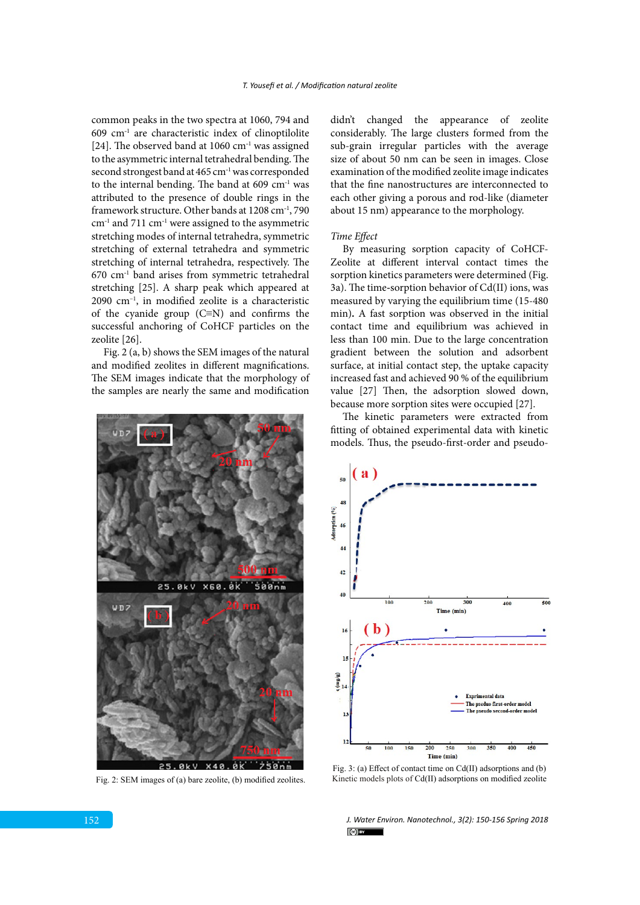common peaks in the two spectra at 1060, 794 and 609 cm$^{-1}$ are characteristic index of clinoptilolite [24]. The observed band at 1060 cm$^{-1}$ was assigned to the asymmetric internal tetrahedral bending. The second strongest band at 465 cm$^{-1}$ was corresponded to the internal bending. The band at 609 cm$^{-1}$ was attributed to the presence of double rings in the framework structure. Other bands at 1208 cm$^{-1}$, 790 cm$^{-1}$ and 711 cm$^{-1}$ were assigned to the asymmetric stretching modes of internal tetrahedra, symmetric stretching of external tetrahedra and symmetric stretching of internal tetrahedra, respectively. The 670 cm$^{-1}$ band arises from symmetric tetrahedral stretching [25]. A sharp peak which appeared at 2090 cm$^{-1}$, in modified zeolite is a characteristic of the cyanide group (C≡N) and confirms the successful anchoring of CoHCF particles on the zeolite [26].

Fig. 2 (a, b) shows the SEM images of the natural and modified zeolites in different magnifications. The SEM images indicate that the morphology of the samples are nearly the same and modification didn't changed the appearance of zeolite considerably. The large clusters formed from the sub-grain irregular particles with the average size of about 50 nm can be seen in images. Close examination of the modified zeolite image indicates that the fine nanostructures are interconnected to each other giving a porous and rod-like (diameter about 15 nm) appearance to the morphology.

Fig. 2: SEM images of (a) bare zeolite, (b) modified zeolites.

*Time Effect*

By measuring sorption capacity of CoHCF-Zeolite at different interval contact times the sorption kinetics parameters were determined (Fig. 3a). The time-sorption behavior of Cd(II) ions, was measured by varying the equilibrium time (15-480 min)**.** A fast sorption was observed in the initial contact time and equilibrium was achieved in less than 100 min. Due to the large concentration gradient between the solution and adsorbent surface, at initial contact step, the uptake capacity increased fast and achieved 90 % of the equilibrium value [27] Then, the adsorption slowed down, because more sorption sites were occupied [27].

The kinetic parameters were extracted from fitting of obtained experimental data with kinetic models. Thus, the pseudo-first-order and pseudo-

Fig. 3: (a) Effect of contact time on Cd(II) adsorptions and (b) Kinetic models plots of Cd(II) adsorptions on modified zeolite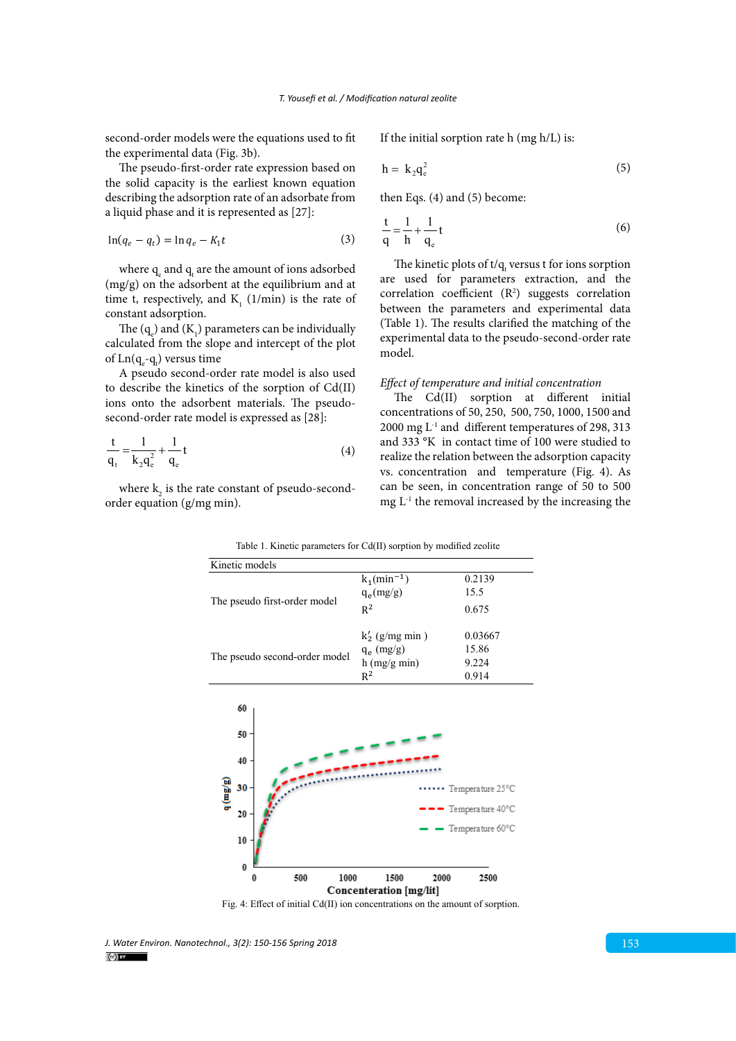second-order models were the equations used to fit the experimental data (Fig. 3b).

The pseudo-first-order rate expression based on the solid capacity is the earliest known equation describing the adsorption rate of an adsorbate from a liquid phase and it is represented as [27]:

$$\ln(q_e - q_t) = \ln q_e - K_1 t \tag{3}$$

where $q_e$ and $q_t$ are the amount of ions adsorbed (mg/g) on the adsorbent at the equilibrium and at time t, respectively, and $K_1$ (1/min) is the rate of constant adsorption.

The ($q_e$) and ($K_1$) parameters can be individually calculated from the slope and intercept of the plot of $\text{Ln}(q_e\text{-}q_t)$ versus time

A pseudo second-order rate model is also used to describe the kinetics of the sorption of Cd(II) ions onto the adsorbent materials. The pseudo-second-order rate model is expressed as [28]:

$$\frac{t}{q_t} = \frac{1}{k_2 q_e^2} + \frac{1}{q_e} t \tag{4}$$

where $k_2$ is the rate constant of pseudo-second-order equation (g/mg min).

If the initial sorption rate h (mg h/L) is:

$$h = k_2 q_e^2 \tag{5}$$

then Eqs. (4) and (5) become:

$$\frac{t}{q} = \frac{1}{h} + \frac{1}{q_e} t \tag{6}$$

The kinetic plots of $t/q_t$ versus t for ions sorption are used for parameters extraction, and the correlation coefficient ($R^2$) suggests correlation between the parameters and experimental data (Table 1). The results clarified the matching of the experimental data to the pseudo-second-order rate model.

*Effect of temperature and initial concentration*

The Cd(II) sorption at different initial concentrations of 50, 250, 500, 750, 1000, 1500 and 2000 mg $L^{-1}$ and different temperatures of 298, 313 and 333 °K in contact time of 100 were studied to realize the relation between the adsorption capacity vs. concentration and temperature (Fig. 4). As can be seen, in concentration range of 50 to 500 mg $L^{-1}$ the removal increased by the increasing the

Table 1. Kinetic parameters for Cd(II) sorption by modified zeolite

| Kinetic models | | |
|---|---|---|
| The pseudo first-order model | $k_1(\text{min}^{-1})$ | 0.2139 |
| | $q_e$(mg/g) | 15.5 |
| | $R^2$ | 0.675 |
| The pseudo second-order model | $k_2'$ (g/mg min ) | 0.03667 |
| | $q_e$ (mg/g) | 15.86 |
| | h (mg/g min) | 9.224 |
| | $R^2$ | 0.914 |

Fig. 4: Effect of initial Cd(II) ion concentrations on the amount of sorption.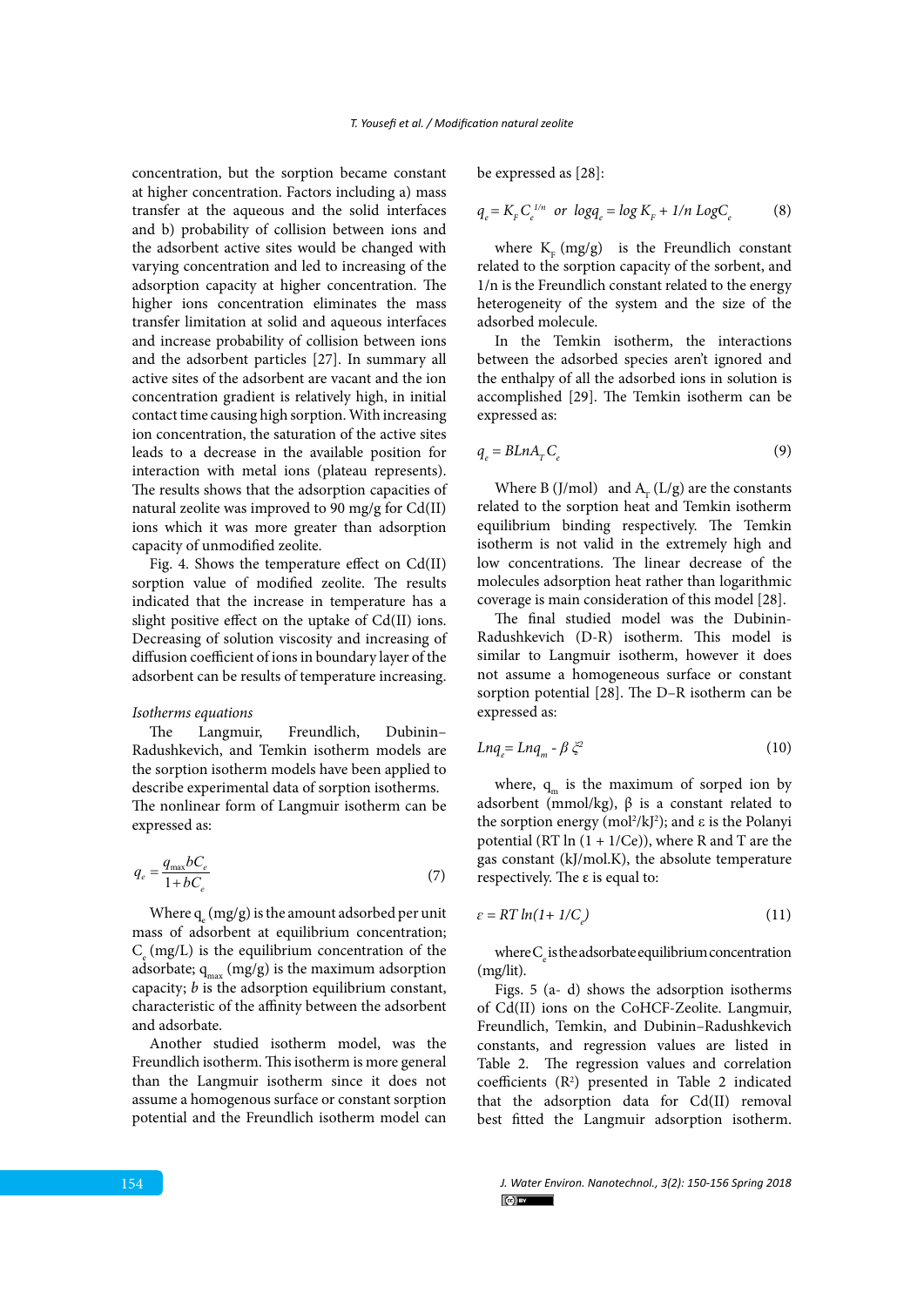concentration, but the sorption became constant at higher concentration. Factors including a) mass transfer at the aqueous and the solid interfaces and b) probability of collision between ions and the adsorbent active sites would be changed with varying concentration and led to increasing of the adsorption capacity at higher concentration. The higher ions concentration eliminates the mass transfer limitation at solid and aqueous interfaces and increase probability of collision between ions and the adsorbent particles [27]. In summary all active sites of the adsorbent are vacant and the ion concentration gradient is relatively high, in initial contact time causing high sorption. With increasing ion concentration, the saturation of the active sites leads to a decrease in the available position for interaction with metal ions (plateau represents). The results shows that the adsorption capacities of natural zeolite was improved to 90 mg/g for Cd(II) ions which it was more greater than adsorption capacity of unmodified zeolite.

Fig. 4. Shows the temperature effect on Cd(II) sorption value of modified zeolite. The results indicated that the increase in temperature has a slight positive effect on the uptake of Cd(II) ions. Decreasing of solution viscosity and increasing of diffusion coefficient of ions in boundary layer of the adsorbent can be results of temperature increasing.

*Isotherms equations*

The Langmuir, Freundlich, Dubinin–Radushkevich, and Temkin isotherm models are the sorption isotherm models have been applied to describe experimental data of sorption isotherms. The nonlinear form of Langmuir isotherm can be expressed as:

$$q_e = \frac{q_{\max} b C_e}{1 + bC_e} \tag{7}$$

Where $q_e$ (mg/g) is the amount adsorbed per unit mass of adsorbent at equilibrium concentration; $C_e$ (mg/L) is the equilibrium concentration of the adsorbate; $q_{max}$ (mg/g) is the maximum adsorption capacity; *b* is the adsorption equilibrium constant, characteristic of the affinity between the adsorbent and adsorbate.

Another studied isotherm model, was the Freundlich isotherm. This isotherm is more general than the Langmuir isotherm since it does not assume a homogenous surface or constant sorption potential and the Freundlich isotherm model can be expressed as [28]:

$$q_e = K_F C_e^{1/n} \;\; or \;\; \log q_e = \log K_F + 1/n \, \log C_e \tag{8}$$

where $K_F$ (mg/g) is the Freundlich constant related to the sorption capacity of the sorbent, and 1/n is the Freundlich constant related to the energy heterogeneity of the system and the size of the adsorbed molecule.

In the Temkin isotherm, the interactions between the adsorbed species aren't ignored and the enthalpy of all the adsorbed ions in solution is accomplished [29]. The Temkin isotherm can be expressed as:

$$q_e = B \ln A_T C_e \tag{9}$$

Where B (J/mol) and $A_T$ (L/g) are the constants related to the sorption heat and Temkin isotherm equilibrium binding respectively. The Temkin isotherm is not valid in the extremely high and low concentrations. The linear decrease of the molecules adsorption heat rather than logarithmic coverage is main consideration of this model [28].

The final studied model was the Dubinin-Radushkevich (D-R) isotherm. This model is similar to Langmuir isotherm, however it does not assume a homogeneous surface or constant sorption potential [28]. The D–R isotherm can be expressed as:

$$\ln q_e = \ln q_m - \beta \xi^2 \tag{10}$$

where, $q_m$ is the maximum of sorped ion by adsorbent (mmol/kg), β is a constant related to the sorption energy (mol²/kJ²); and ε is the Polanyi potential (RT ln (1 + 1/Ce)), where R and T are the gas constant (kJ/mol.K), the absolute temperature respectively. The ε is equal to:

$$\varepsilon = RT \ln(1 + 1/C_e) \tag{11}$$

where $C_e$ is the adsorbate equilibrium concentration (mg/lit).

Figs. 5 (a- d) shows the adsorption isotherms of Cd(II) ions on the CoHCF-Zeolite. Langmuir, Freundlich, Temkin, and Dubinin–Radushkevich constants, and regression values are listed in Table 2. The regression values and correlation coefficients ($R^2$) presented in Table 2 indicated that the adsorption data for Cd(II) removal best fitted the Langmuir adsorption isotherm.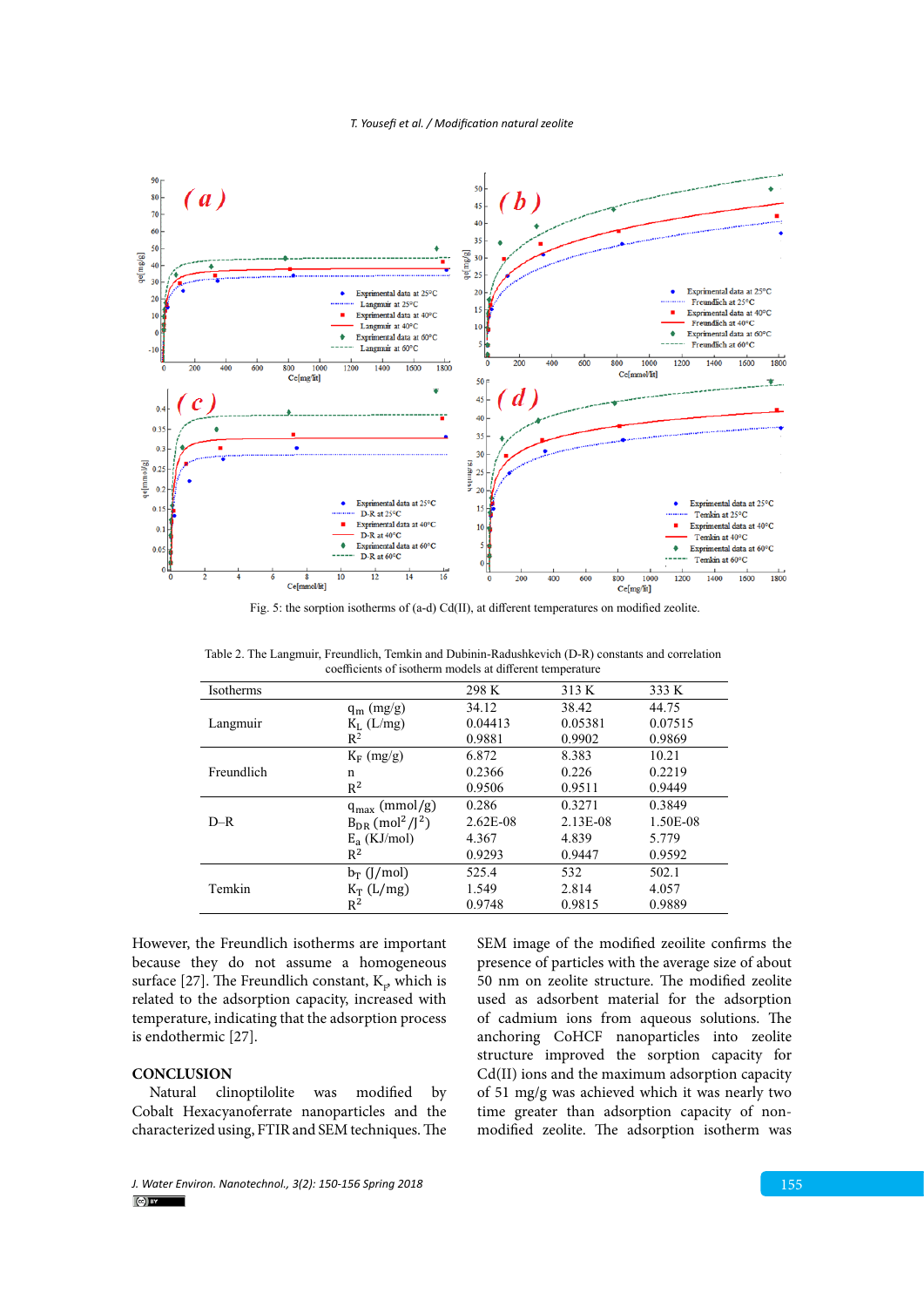Fig. 5: the sorption isotherms of (a-d) Cd(II), at different temperatures on modified zeolite.

Table 2. The Langmuir, Freundlich, Temkin and Dubinin-Radushkevich (D-R) constants and correlation coefficients of isotherm models at different temperature

| Isotherms | | 298 K | 313 K | 333 K |
|---|---|---|---|---|
| Langmuir | $q_m$ (mg/g) | 34.12 | 38.42 | 44.75 |
| | $K_L$ (L/mg) | 0.04413 | 0.05381 | 0.07515 |
| | $R^2$ | 0.9881 | 0.9902 | 0.9869 |
| Freundlich | $K_F$ (mg/g) | 6.872 | 8.383 | 10.21 |
| | n | 0.2366 | 0.226 | 0.2219 |
| | $R^2$ | 0.9506 | 0.9511 | 0.9449 |
| D–R | $q_{max}$ (mmol/g) | 0.286 | 0.3271 | 0.3849 |
| | $B_{DR}$ ($mol^2/J^2$) | 2.62E-08 | 2.13E-08 | 1.50E-08 |
| | $E_a$ (KJ/mol) | 4.367 | 4.839 | 5.779 |
| | $R^2$ | 0.9293 | 0.9447 | 0.9592 |
| Temkin | $b_T$ (J/mol) | 525.4 | 532 | 502.1 |
| | $K_T$ (L/mg) | 1.549 | 2.814 | 4.057 |
| | $R^2$ | 0.9748 | 0.9815 | 0.9889 |

However, the Freundlich isotherms are important because they do not assume a homogeneous surface [27]. The Freundlich constant, $K_F$, which is related to the adsorption capacity, increased with temperature, indicating that the adsorption process is endothermic [27].

## CONCLUSION

Natural clinoptilolite was modified by Cobalt Hexacyanoferrate nanoparticles and the characterized using, FTIR and SEM techniques. The SEM image of the modified zeolite confirms the presence of particles with the average size of about 50 nm on zeolite structure. The modified zeolite used as adsorbent material for the adsorption of cadmium ions from aqueous solutions. The anchoring CoHCF nanoparticles into zeolite structure improved the sorption capacity for Cd(II) ions and the maximum adsorption capacity of 51 mg/g was achieved which it was nearly two time greater than adsorption capacity of non-modified zeolite. The adsorption isotherm was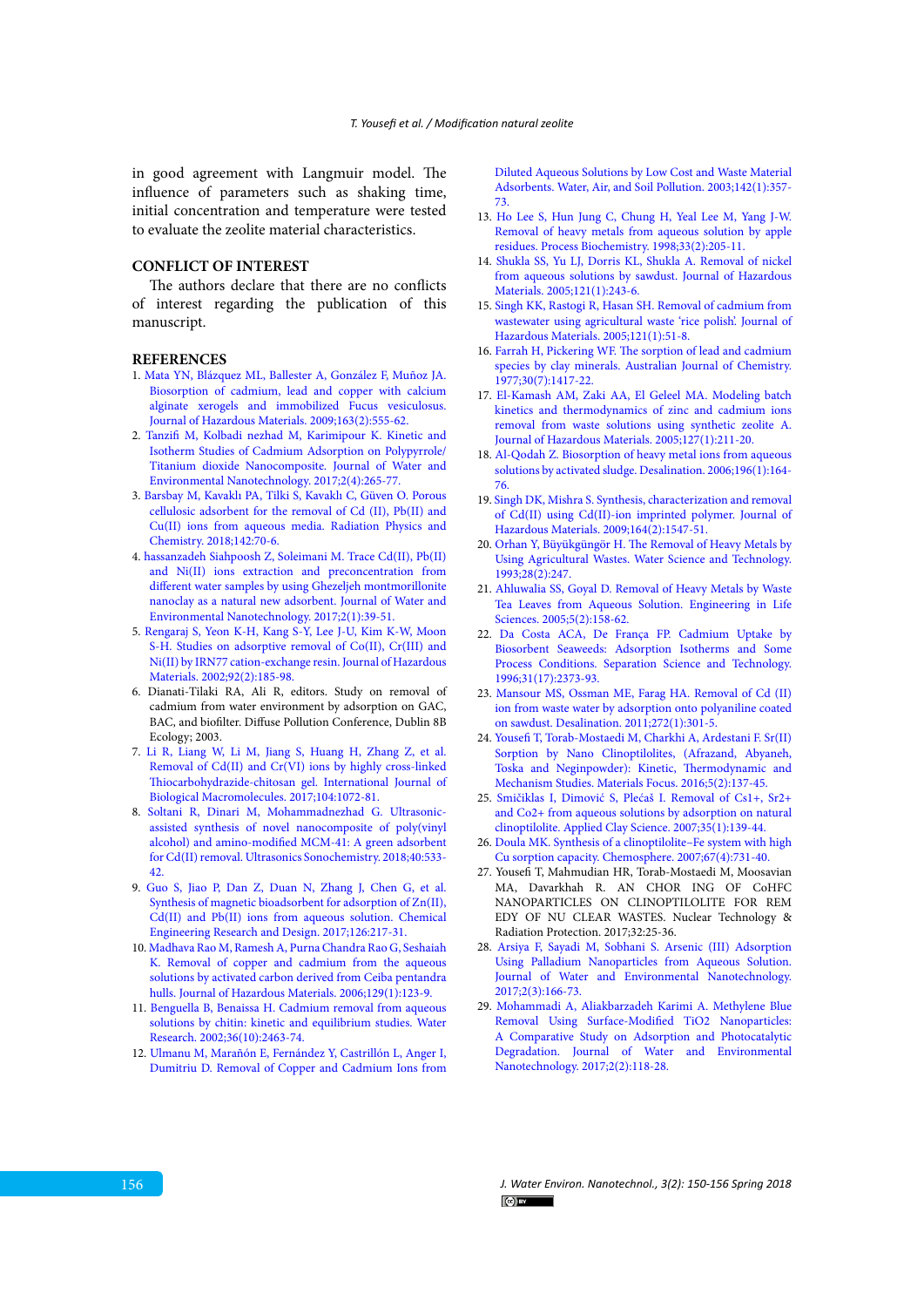in good agreement with Langmuir model. The influence of parameters such as shaking time, initial concentration and temperature were tested to evaluate the zeolite material characteristics.

## CONFLICT OF INTEREST

The authors declare that there are no conflicts of interest regarding the publication of this manuscript.

## REFERENCES

1. Mata YN, Blázquez ML, Ballester A, González F, Muñoz JA. Biosorption of cadmium, lead and copper with calcium alginate xerogels and immobilized Fucus vesiculosus. Journal of Hazardous Materials. 2009;163(2):555-62.
2. Tanzifi M, Kolbadi nezhad M, Karimipour K. Kinetic and Isotherm Studies of Cadmium Adsorption on Polypyrrole/Titanium dioxide Nanocomposite. Journal of Water and Environmental Nanotechnology. 2017;2(4):265-77.
3. Barsbay M, Kavaklı PA, Tilki S, Kavaklı C, Güven O. Porous cellulosic adsorbent for the removal of Cd (II), Pb(II) and Cu(II) ions from aqueous media. Radiation Physics and Chemistry. 2018;142:70-6.
4. hassanzadeh Siahpoosh Z, Soleimani M. Trace Cd(II), Pb(II) and Ni(II) ions extraction and preconcentration from different water samples by using Ghezeljeh montmorillonite nanoclay as a natural new adsorbent. Journal of Water and Environmental Nanotechnology. 2017;2(1):39-51.
5. Rengaraj S, Yeon K-H, Kang S-Y, Lee J-U, Kim K-W, Moon S-H. Studies on adsorptive removal of Co(II), Cr(III) and Ni(II) by IRN77 cation-exchange resin. Journal of Hazardous Materials. 2002;92(2):185-98.
6. Dianati-Tilaki RA, Ali R, editors. Study on removal of cadmium from water environment by adsorption on GAC, BAC, and biofilter. Diffuse Pollution Conference, Dublin 8B Ecology; 2003.
7. Li R, Liang W, Li M, Jiang S, Huang H, Zhang Z, et al. Removal of Cd(II) and Cr(VI) ions by highly cross-linked Thiocarbohydrazide-chitosan gel. International Journal of Biological Macromolecules. 2017;104:1072-81.
8. Soltani R, Dinari M, Mohammadnezhad G. Ultrasonic-assisted synthesis of novel nanocomposite of poly(vinyl alcohol) and amino-modified MCM-41: A green adsorbent for Cd(II) removal. Ultrasonics Sonochemistry. 2018;40:533-42.
9. Guo S, Jiao P, Dan Z, Duan N, Zhang J, Chen G, et al. Synthesis of magnetic bioadsorbent for adsorption of Zn(II), Cd(II) and Pb(II) ions from aqueous solution. Chemical Engineering Research and Design. 2017;126:217-31.
10. Madhava Rao M, Ramesh A, Purna Chandra Rao G, Seshaiah K. Removal of copper and cadmium from the aqueous solutions by activated carbon derived from Ceiba pentandra hulls. Journal of Hazardous Materials. 2006;129(1):123-9.
11. Benguella B, Benaissa H. Cadmium removal from aqueous solutions by chitin: kinetic and equilibrium studies. Water Research. 2002;36(10):2463-74.
12. Ulmanu M, Marañón E, Fernández Y, Castrillón L, Anger I, Dumitriu D. Removal of Copper and Cadmium Ions from Diluted Aqueous Solutions by Low Cost and Waste Material Adsorbents. Water, Air, and Soil Pollution. 2003;142(1):357-73.
13. Ho Lee S, Hun Jung C, Chung H, Yeal Lee M, Yang J-W. Removal of heavy metals from aqueous solution by apple residues. Process Biochemistry. 1998;33(2):205-11.
14. Shukla SS, Yu LJ, Dorris KL, Shukla A. Removal of nickel from aqueous solutions by sawdust. Journal of Hazardous Materials. 2005;121(1):243-6.
15. Singh KK, Rastogi R, Hasan SH. Removal of cadmium from wastewater using agricultural waste 'rice polish'. Journal of Hazardous Materials. 2005;121(1):51-8.
16. Farrah H, Pickering WF. The sorption of lead and cadmium species by clay minerals. Australian Journal of Chemistry. 1977;30(7):1417-22.
17. El-Kamash AM, Zaki AA, El Geleel MA. Modeling batch kinetics and thermodynamics of zinc and cadmium ions removal from waste solutions using synthetic zeolite A. Journal of Hazardous Materials. 2005;127(1):211-20.
18. Al-Qodah Z. Biosorption of heavy metal ions from aqueous solutions by activated sludge. Desalination. 2006;196(1):164-76.
19. Singh DK, Mishra S. Synthesis, characterization and removal of Cd(II) using Cd(II)-ion imprinted polymer. Journal of Hazardous Materials. 2009;164(2):1547-51.
20. Orhan Y, Büyükgüngör H. The Removal of Heavy Metals by Using Agricultural Wastes. Water Science and Technology. 1993;28(2):247.
21. Ahluwalia SS, Goyal D. Removal of Heavy Metals by Waste Tea Leaves from Aqueous Solution. Engineering in Life Sciences. 2005;5(2):158-62.
22. Da Costa ACA, De França FP. Cadmium Uptake by Biosorbent Seaweeds: Adsorption Isotherms and Some Process Conditions. Separation Science and Technology. 1996;31(17):2373-93.
23. Mansour MS, Ossman ME, Farag HA. Removal of Cd (II) ion from waste water by adsorption onto polyaniline coated on sawdust. Desalination. 2011;272(1):301-5.
24. Yousefi T, Torab-Mostaedi M, Charkhi A, Ardestani F. Sr(II) Sorption by Nano Clinoptilolites, (Afrazand, Abyaneh, Toska and Neginpowder): Kinetic, Thermodynamic and Mechanism Studies. Materials Focus. 2016;5(2):137-45.
25. Smičiklas I, Dimović S, Plećaš I. Removal of Cs1+, Sr2+ and Co2+ from aqueous solutions by adsorption on natural clinoptilolite. Applied Clay Science. 2007;35(1):139-44.
26. Doula MK. Synthesis of a clinoptilolite–Fe system with high Cu sorption capacity. Chemosphere. 2007;67(4):731-40.
27. Yousefi T, Mahmudian HR, Torab-Mostaedi M, Moosavian MA, Davarkhah R. AN CHOR ING OF CoHFC NANOPARTICLES ON CLINOPTILOLITE FOR REM EDY OF NU CLEAR WASTES. Nuclear Technology & Radiation Protection. 2017;32:25-36.
28. Arsiya F, Sayadi M, Sobhani S. Arsenic (III) Adsorption Using Palladium Nanoparticles from Aqueous Solution. Journal of Water and Environmental Nanotechnology. 2017;2(3):166-73.
29. Mohammadi A, Aliakbarzadeh Karimi A. Methylene Blue Removal Using Surface-Modified TiO2 Nanoparticles: A Comparative Study on Adsorption and Photocatalytic Degradation. Journal of Water and Environmental Nanotechnology. 2017;2(2):118-28.